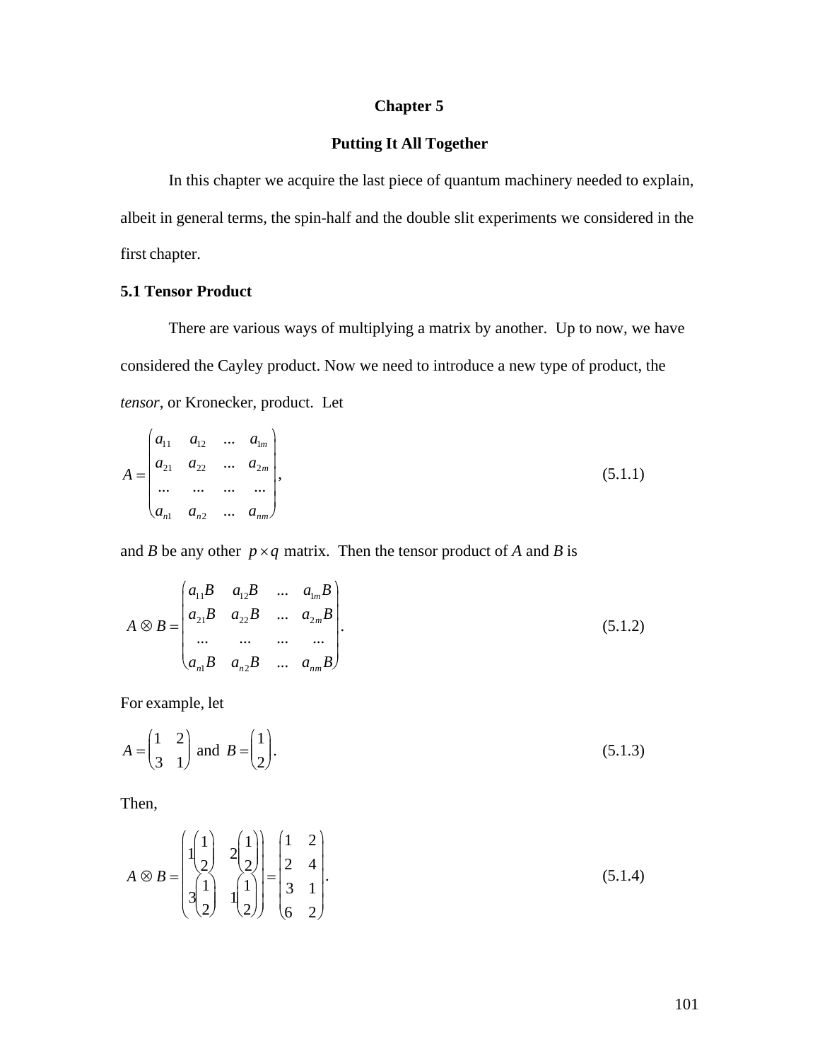# Chapter 5

## Putting It All Together

In this chapter we acquire the last piece of quantum machinery needed to explain, albeit in general terms, the spin-half and the double slit experiments we considered in the first chapter.

### 5.1 Tensor Product

There are various ways of multiplying a matrix by another. Up to now, we have considered the Cayley product. Now we need to introduce a new type of product, the *tensor*, or Kronecker, product. Let

$$A = \begin{pmatrix} a_{11} & a_{12} & ... & a_{1m} \\ a_{21} & a_{22} & ... & a_{2m} \\ ... & ... & ... & ... \\ a_{n1} & a_{n2} & ... & a_{nm} \end{pmatrix}, \tag{5.1.1}$$

and *B* be any other $p \times q$ matrix. Then the tensor product of *A* and *B* is

$$A \otimes B = \begin{pmatrix} a_{11}B & a_{12}B & ... & a_{1m}B \\ a_{21}B & a_{22}B & ... & a_{2m}B \\ ... & ... & ... & ... \\ a_{n1}B & a_{n2}B & ... & a_{nm}B \end{pmatrix}. \tag{5.1.2}$$

For example, let

$$A = \begin{pmatrix} 1 & 2 \\ 3 & 1 \end{pmatrix} \text{ and } B = \begin{pmatrix} 1 \\ 2 \end{pmatrix}. \tag{5.1.3}$$

Then,

$$A \otimes B = \begin{pmatrix} 1\begin{pmatrix} 1 \\ 2 \end{pmatrix} & 2\begin{pmatrix} 1 \\ 2 \end{pmatrix} \\ 3\begin{pmatrix} 1 \\ 2 \end{pmatrix} & 1\begin{pmatrix} 1 \\ 2 \end{pmatrix} \end{pmatrix} = \begin{pmatrix} 1 & 2 \\ 2 & 4 \\ 3 & 1 \\ 6 & 2 \end{pmatrix}. \tag{5.1.4}$$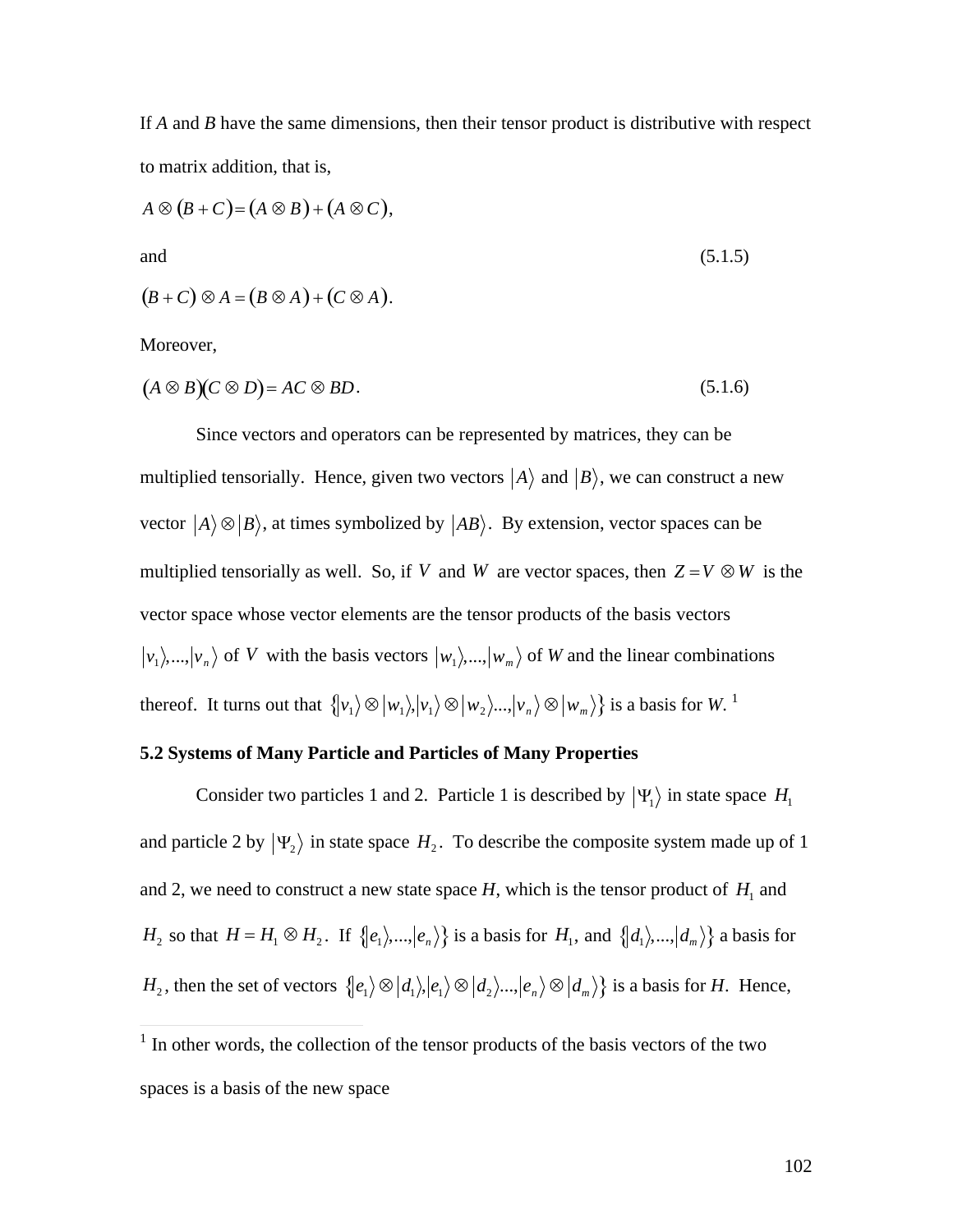If $A$ and $B$ have the same dimensions, then their tensor product is distributive with respect to matrix addition, that is,

$$A \otimes (B + C) = (A \otimes B) + (A \otimes C),$$

and (5.1.5)

$$(B + C) \otimes A = (B \otimes A) + (C \otimes A).$$

Moreover,

$$(A \otimes B)(C \otimes D) = AC \otimes BD. \tag{5.1.6}$$

Since vectors and operators can be represented by matrices, they can be multiplied tensorially. Hence, given two vectors $|A\rangle$ and $|B\rangle$, we can construct a new vector $|A\rangle \otimes |B\rangle$, at times symbolized by $|AB\rangle$. By extension, vector spaces can be multiplied tensorially as well. So, if $V$ and $W$ are vector spaces, then $Z = V \otimes W$ is the vector space whose vector elements are the tensor products of the basis vectors $|v_1\rangle,...,|v_n\rangle$ of $V$ with the basis vectors $|w_1\rangle,...,|w_m\rangle$ of $W$ and the linear combinations thereof. It turns out that $\{|v_1\rangle \otimes |w_1\rangle, |v_1\rangle \otimes |w_2\rangle ..., |v_n\rangle \otimes |w_m\rangle\}$ is a basis for $W$. [1]

### 5.2 Systems of Many Particle and Particles of Many Properties

Consider two particles 1 and 2. Particle 1 is described by $|\Psi_1\rangle$ in state space $H_1$ and particle 2 by $|\Psi_2\rangle$ in state space $H_2$. To describe the composite system made up of 1 and 2, we need to construct a new state space $H$, which is the tensor product of $H_1$ and $H_2$ so that $H = H_1 \otimes H_2$. If $\{|e_1\rangle,...,|e_n\rangle\}$ is a basis for $H_1$, and $\{|d_1\rangle,...,|d_m\rangle\}$ a basis for $H_2$, then the set of vectors $\{|e_1\rangle \otimes |d_1\rangle, |e_1\rangle \otimes |d_2\rangle ..., |e_n\rangle \otimes |d_m\rangle\}$ is a basis for $H$. Hence,

---

[1] In other words, the collection of the tensor products of the basis vectors of the two spaces is a basis of the new space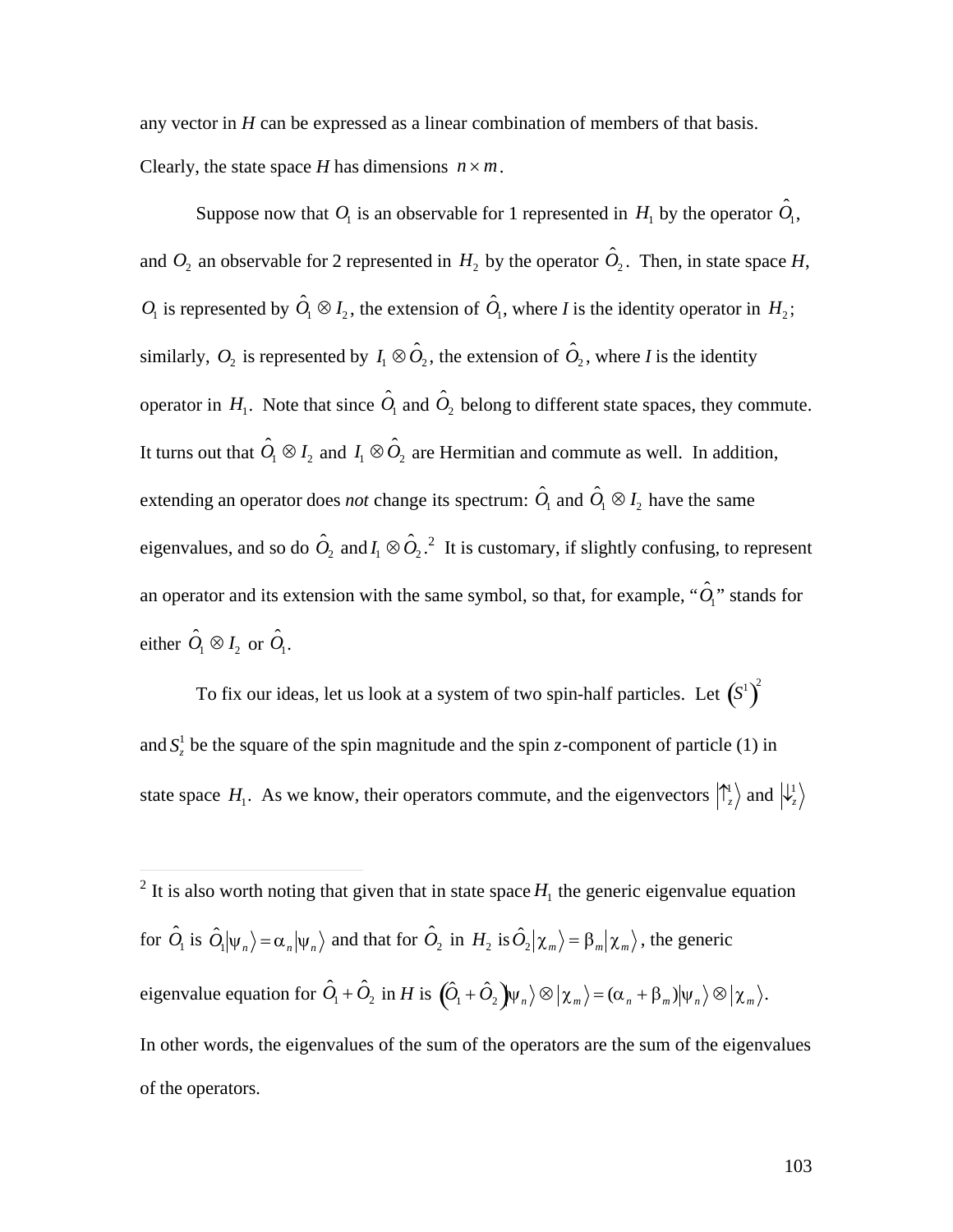any vector in $H$ can be expressed as a linear combination of members of that basis. Clearly, the state space $H$ has dimensions $n \times m$.

Suppose now that $O_1$ is an observable for 1 represented in $H_1$ by the operator $\hat{O}_1$, and $O_2$ an observable for 2 represented in $H_2$ by the operator $\hat{O}_2$. Then, in state space $H$, $O_1$ is represented by $\hat{O}_1 \otimes I_2$, the extension of $\hat{O}_1$, where $I$ is the identity operator in $H_2$; similarly, $O_2$ is represented by $I_1 \otimes \hat{O}_2$, the extension of $\hat{O}_2$, where $I$ is the identity operator in $H_1$. Note that since $\hat{O}_1$ and $\hat{O}_2$ belong to different state spaces, they commute. It turns out that $\hat{O}_1 \otimes I_2$ and $I_1 \otimes \hat{O}_2$ are Hermitian and commute as well. In addition, extending an operator does *not* change its spectrum: $\hat{O}_1$ and $\hat{O}_1 \otimes I_2$ have the same eigenvalues, and so do $\hat{O}_2$ and $I_1 \otimes \hat{O}_2$.[2] It is customary, if slightly confusing, to represent an operator and its extension with the same symbol, so that, for example, "$\hat{O}_1$" stands for either $\hat{O}_1 \otimes I_2$ or $\hat{O}_1$.

To fix our ideas, let us look at a system of two spin-half particles. Let $\left(S^1\right)^2$ and $S_z^1$ be the square of the spin magnitude and the spin $z$-component of particle (1) in state space $H_1$. As we know, their operators commute, and the eigenvectors $\left|\uparrow_z^1\right\rangle$ and $\left|\downarrow_z^1\right\rangle$

---

[2] It is also worth noting that given that in state space $H_1$ the generic eigenvalue equation for $\hat{O}_1$ is $\hat{O}_1|\psi_n\rangle = \alpha_n|\psi_n\rangle$ and that for $\hat{O}_2$ in $H_2$ is $\hat{O}_2|\chi_m\rangle = \beta_m|\chi_m\rangle$, the generic eigenvalue equation for $\hat{O}_1 + \hat{O}_2$ in $H$ is $\left(\hat{O}_1 + \hat{O}_2\right)|\psi_n\rangle \otimes |\chi_m\rangle = (\alpha_n + \beta_m)|\psi_n\rangle \otimes |\chi_m\rangle$. In other words, the eigenvalues of the sum of the operators are the sum of the eigenvalues of the operators.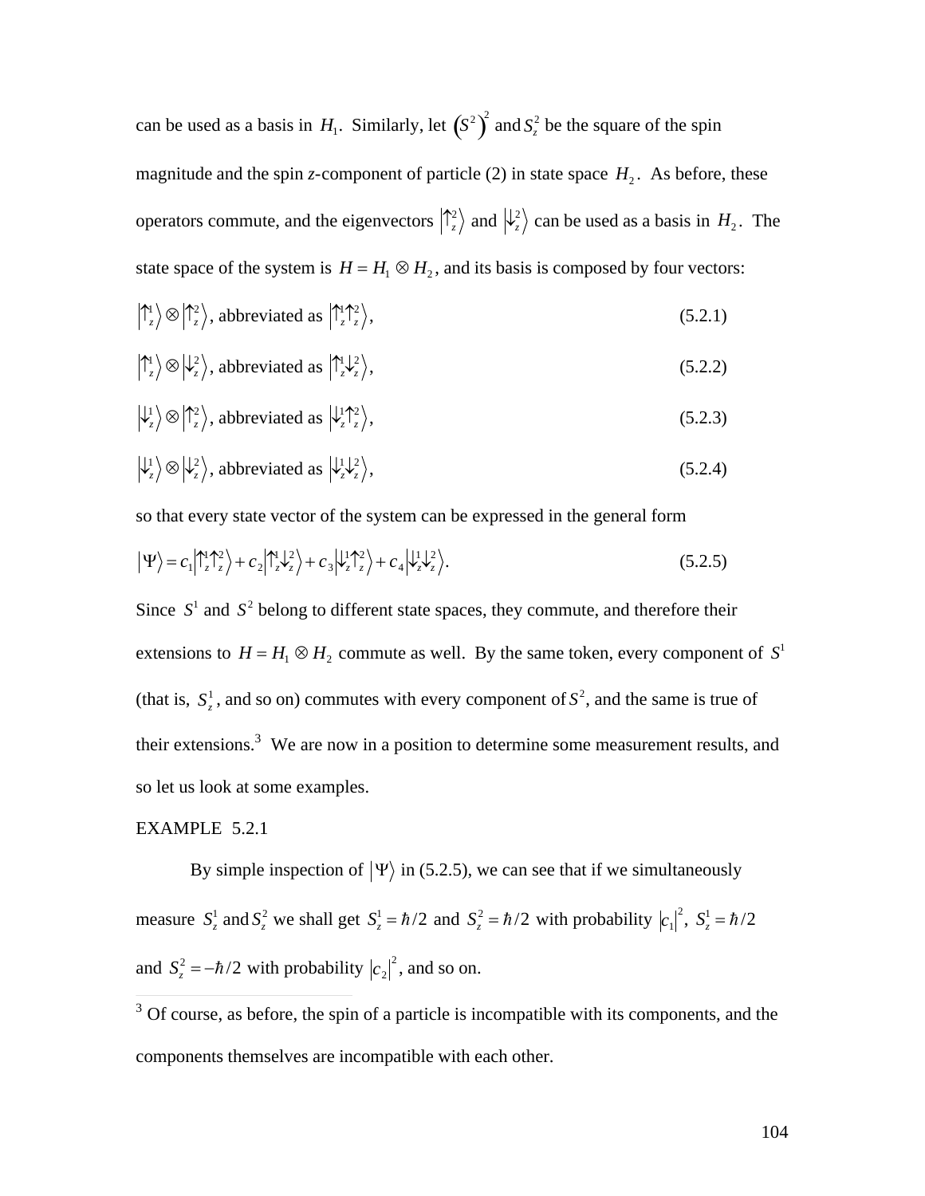can be used as a basis in $H_1$. Similarly, let $\left(S^2\right)^2$ and $S_z^2$ be the square of the spin magnitude and the spin *z*-component of particle (2) in state space $H_2$. As before, these operators commute, and the eigenvectors $\left|\uparrow_z^2\right\rangle$ and $\left|\downarrow_z^2\right\rangle$ can be used as a basis in $H_2$. The state space of the system is $H = H_1 \otimes H_2$, and its basis is composed by four vectors:

$$\left|\uparrow_z^1\right\rangle \otimes \left|\uparrow_z^2\right\rangle \text{, abbreviated as } \left|\uparrow_z^1\uparrow_z^2\right\rangle, \tag{5.2.1}$$

$$\left|\uparrow_z^1\right\rangle \otimes \left|\downarrow_z^2\right\rangle \text{, abbreviated as } \left|\uparrow_z^1\downarrow_z^2\right\rangle, \tag{5.2.2}$$

$$\left|\downarrow_z^1\right\rangle \otimes \left|\uparrow_z^2\right\rangle \text{, abbreviated as } \left|\downarrow_z^1\uparrow_z^2\right\rangle, \tag{5.2.3}$$

$$\left|\downarrow_z^1\right\rangle \otimes \left|\downarrow_z^2\right\rangle \text{, abbreviated as } \left|\downarrow_z^1\downarrow_z^2\right\rangle, \tag{5.2.4}$$

so that every state vector of the system can be expressed in the general form

$$\left|\Psi\right\rangle = c_1\left|\uparrow_z^1\uparrow_z^2\right\rangle + c_2\left|\uparrow_z^1\downarrow_z^2\right\rangle + c_3\left|\downarrow_z^1\uparrow_z^2\right\rangle + c_4\left|\downarrow_z^1\downarrow_z^2\right\rangle. \tag{5.2.5}$$

Since $S^1$ and $S^2$ belong to different state spaces, they commute, and therefore their extensions to $H = H_1 \otimes H_2$ commute as well. By the same token, every component of $S^1$ (that is, $S_z^1$, and so on) commutes with every component of $S^2$, and the same is true of their extensions.[3] We are now in a position to determine some measurement results, and so let us look at some examples.

EXAMPLE 5.2.1

By simple inspection of $\left|\Psi\right\rangle$ in (5.2.5), we can see that if we simultaneously measure $S_z^1$ and $S_z^2$ we shall get $S_z^1 = \hbar/2$ and $S_z^2 = \hbar/2$ with probability $\left|c_1\right|^2$, $S_z^1 = \hbar/2$ and $S_z^2 = -\hbar/2$ with probability $\left|c_2\right|^2$, and so on.

---

[3] Of course, as before, the spin of a particle is incompatible with its components, and the components themselves are incompatible with each other.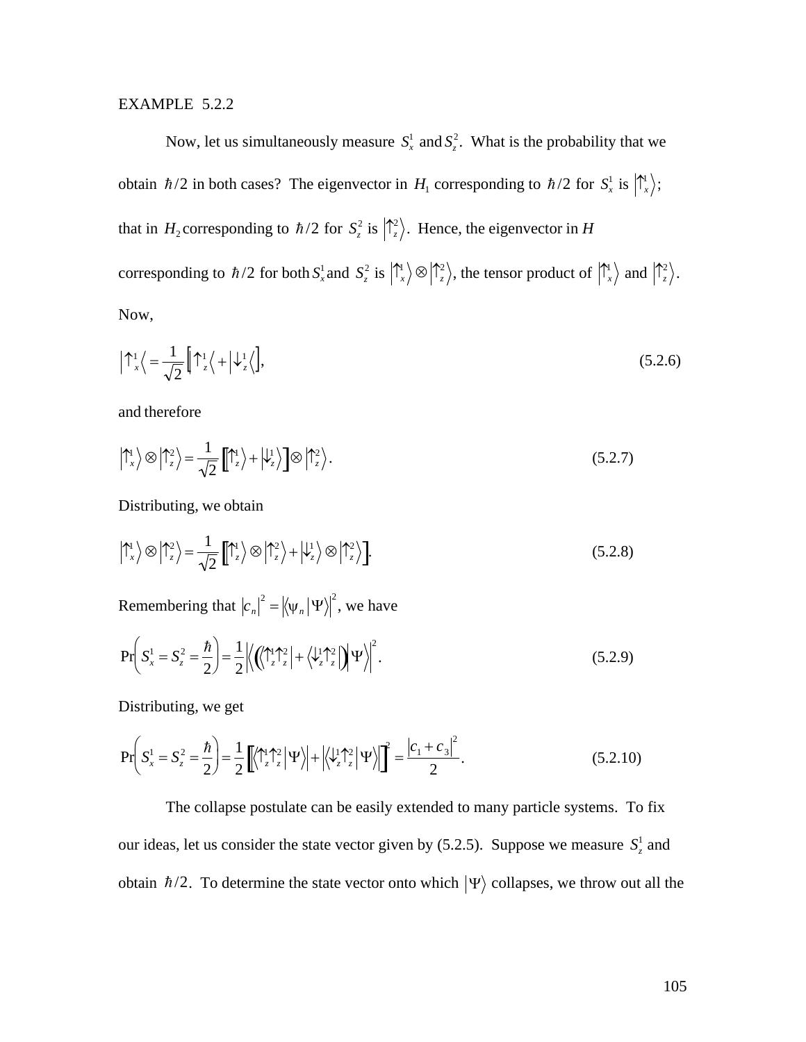EXAMPLE 5.2.2

Now, let us simultaneously measure $S_x^1$ and $S_z^2$. What is the probability that we obtain $\hbar/2$ in both cases? The eigenvector in $H_1$ corresponding to $\hbar/2$ for $S_x^1$ is $\left|\uparrow_x^1\right\rangle$; that in $H_2$ corresponding to $\hbar/2$ for $S_z^2$ is $\left|\uparrow_z^2\right\rangle$. Hence, the eigenvector in $H$ corresponding to $\hbar/2$ for both $S_x^1$ and $S_z^2$ is $\left|\uparrow_x^1\right\rangle \otimes \left|\uparrow_z^2\right\rangle$, the tensor product of $\left|\uparrow_x^1\right\rangle$ and $\left|\uparrow_z^2\right\rangle$. Now,

$$\left|\uparrow_x^1\right\langle = \frac{1}{\sqrt{2}}\left[\left|\uparrow_z^1\right\langle + \left|\downarrow_z^1\right\langle\right], \tag{5.2.6}$$

and therefore

$$\left|\uparrow_x^1\right\rangle \otimes \left|\uparrow_z^2\right\rangle = \frac{1}{\sqrt{2}}\left[\left|\uparrow_z^1\right\rangle + \left|\downarrow_z^1\right\rangle\right] \otimes \left|\uparrow_z^2\right\rangle. \tag{5.2.7}$$

Distributing, we obtain

$$\left|\uparrow_x^1\right\rangle \otimes \left|\uparrow_z^2\right\rangle = \frac{1}{\sqrt{2}}\left[\left|\uparrow_z^1\right\rangle \otimes \left|\uparrow_z^2\right\rangle + \left|\downarrow_z^1\right\rangle \otimes \left|\uparrow_z^2\right\rangle\right]. \tag{5.2.8}$$

Remembering that $\left|c_n\right|^2 = \left|\left\langle \psi_n \middle| \Psi \right\rangle\right|^2$, we have

$$\Pr\left(S_x^1 = S_z^2 = \frac{\hbar}{2}\right) = \frac{1}{2}\left|\left\langle\left(\left\langle \uparrow_z^1 \uparrow_z^2 \right| + \left\langle \downarrow_z^1 \uparrow_z^2 \right|\right) \middle| \Psi \right\rangle\right|^2. \tag{5.2.9}$$

Distributing, we get

$$\Pr\left(S_x^1 = S_z^2 = \frac{\hbar}{2}\right) = \frac{1}{2}\left[\left|\left\langle \uparrow_z^1 \uparrow_z^2 \middle| \Psi \right\rangle\right| + \left|\left\langle \downarrow_z^1 \uparrow_z^2 \middle| \Psi \right\rangle\right|\right]^2 = \frac{\left|c_1 + c_3\right|^2}{2}. \tag{5.2.10}$$

The collapse postulate can be easily extended to many particle systems. To fix our ideas, let us consider the state vector given by (5.2.5). Suppose we measure $S_z^1$ and obtain $\hbar/2$. To determine the state vector onto which $\left|\Psi\right\rangle$ collapses, we throw out all the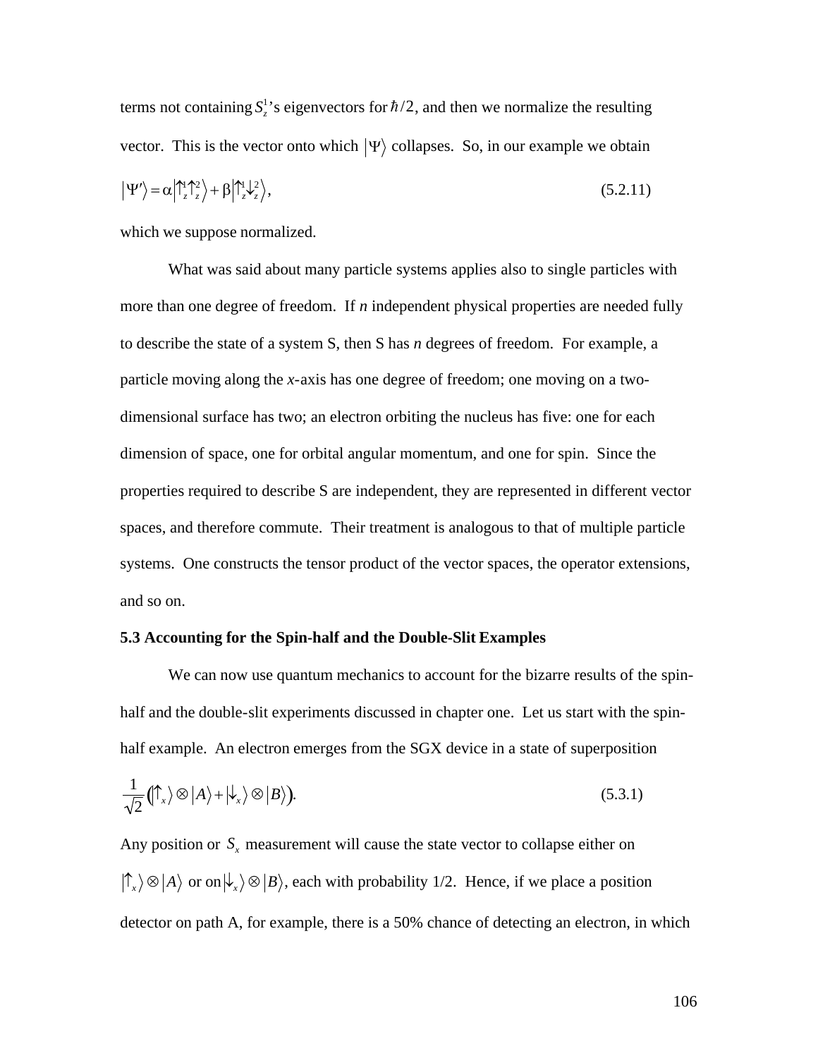terms not containing $S_z^1$'s eigenvectors for $\hbar/2$, and then we normalize the resulting vector. This is the vector onto which $|\Psi\rangle$ collapses. So, in our example we obtain

$$|\Psi'\rangle = \alpha|\uparrow_z^1\uparrow_z^2\rangle + \beta|\uparrow_z^1\downarrow_z^2\rangle, \tag{5.2.11}$$

which we suppose normalized.

What was said about many particle systems applies also to single particles with more than one degree of freedom. If *n* independent physical properties are needed fully to describe the state of a system S, then S has *n* degrees of freedom. For example, a particle moving along the *x*-axis has one degree of freedom; one moving on a two-dimensional surface has two; an electron orbiting the nucleus has five: one for each dimension of space, one for orbital angular momentum, and one for spin. Since the properties required to describe S are independent, they are represented in different vector spaces, and therefore commute. Their treatment is analogous to that of multiple particle systems. One constructs the tensor product of the vector spaces, the operator extensions, and so on.

### 5.3 Accounting for the Spin-half and the Double-Slit Examples

We can now use quantum mechanics to account for the bizarre results of the spin-half and the double-slit experiments discussed in chapter one. Let us start with the spin-half example. An electron emerges from the SGX device in a state of superposition

$$\frac{1}{\sqrt{2}}\big(|\uparrow_x\rangle \otimes |A\rangle + |\downarrow_x\rangle \otimes |B\rangle\big). \tag{5.3.1}$$

Any position or $S_x$ measurement will cause the state vector to collapse either on $|\uparrow_x\rangle \otimes |A\rangle$ or on $|\downarrow_x\rangle \otimes |B\rangle$, each with probability 1/2. Hence, if we place a position detector on path A, for example, there is a 50% chance of detecting an electron, in which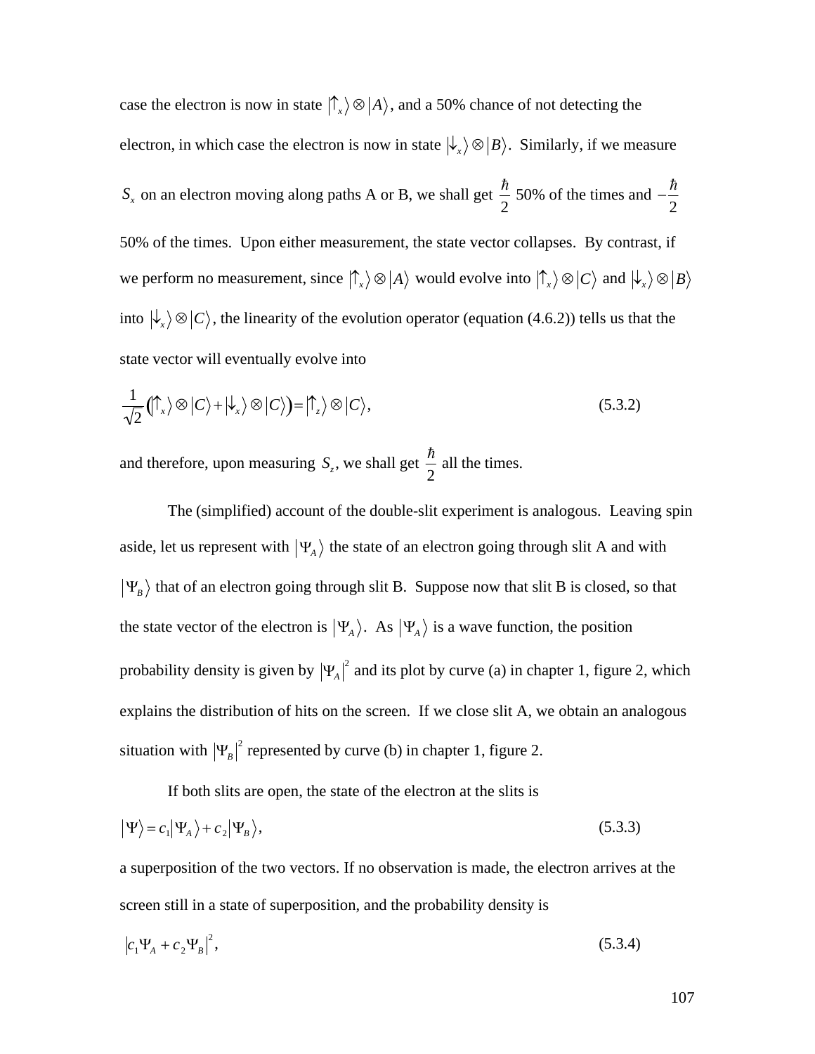case the electron is now in state $|\uparrow_x\rangle \otimes |A\rangle$, and a 50% chance of not detecting the electron, in which case the electron is now in state $|\downarrow_x\rangle \otimes |B\rangle$. Similarly, if we measure $S_x$ on an electron moving along paths A or B, we shall get $\frac{\hbar}{2}$ 50% of the times and $-\frac{\hbar}{2}$ 50% of the times. Upon either measurement, the state vector collapses. By contrast, if we perform no measurement, since $|\uparrow_x\rangle \otimes |A\rangle$ would evolve into $|\uparrow_x\rangle \otimes |C\rangle$ and $|\downarrow_x\rangle \otimes |B\rangle$ into $|\downarrow_x\rangle \otimes |C\rangle$, the linearity of the evolution operator (equation (4.6.2)) tells us that the state vector will eventually evolve into

$$\frac{1}{\sqrt{2}}\left(|\uparrow_x\rangle \otimes |C\rangle + |\downarrow_x\rangle \otimes |C\rangle\right) = |\uparrow_z\rangle \otimes |C\rangle, \tag{5.3.2}$$

and therefore, upon measuring $S_z$, we shall get $\frac{\hbar}{2}$ all the times.

The (simplified) account of the double-slit experiment is analogous. Leaving spin aside, let us represent with $|\Psi_A\rangle$ the state of an electron going through slit A and with $|\Psi_B\rangle$ that of an electron going through slit B. Suppose now that slit B is closed, so that the state vector of the electron is $|\Psi_A\rangle$. As $|\Psi_A\rangle$ is a wave function, the position probability density is given by $|\Psi_A|^2$ and its plot by curve (a) in chapter 1, figure 2, which explains the distribution of hits on the screen. If we close slit A, we obtain an analogous situation with $|\Psi_B|^2$ represented by curve (b) in chapter 1, figure 2.

If both slits are open, the state of the electron at the slits is

$$|\Psi\rangle = c_1|\Psi_A\rangle + c_2|\Psi_B\rangle, \tag{5.3.3}$$

a superposition of the two vectors. If no observation is made, the electron arrives at the screen still in a state of superposition, and the probability density is

$$|c_1\Psi_A + c_2\Psi_B|^2, \tag{5.3.4}$$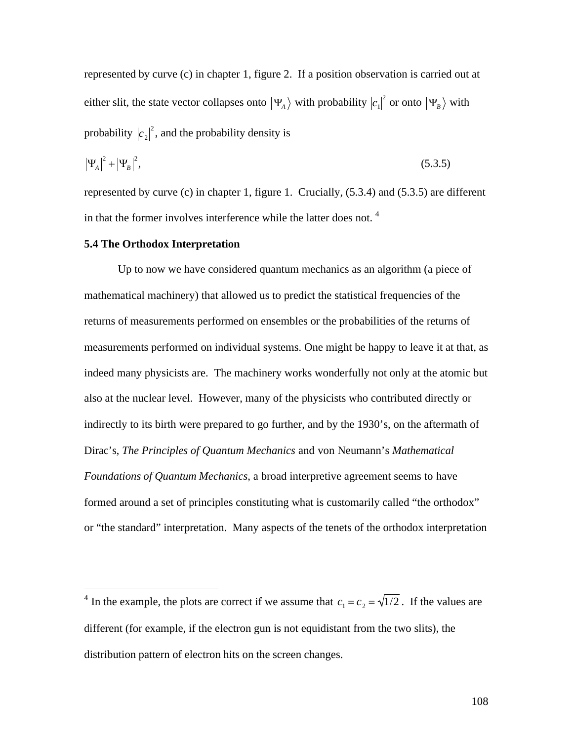represented by curve (c) in chapter 1, figure 2. If a position observation is carried out at either slit, the state vector collapses onto $|\Psi_A\rangle$ with probability $|c_1|^2$ or onto $|\Psi_B\rangle$ with probability $|c_2|^2$, and the probability density is

$$|\Psi_A|^2 + |\Psi_B|^2, \tag{5.3.5}$$

represented by curve (c) in chapter 1, figure 1. Crucially, (5.3.4) and (5.3.5) are different in that the former involves interference while the latter does not. [4]

### 5.4 The Orthodox Interpretation

Up to now we have considered quantum mechanics as an algorithm (a piece of mathematical machinery) that allowed us to predict the statistical frequencies of the returns of measurements performed on ensembles or the probabilities of the returns of measurements performed on individual systems. One might be happy to leave it at that, as indeed many physicists are. The machinery works wonderfully not only at the atomic but also at the nuclear level. However, many of the physicists who contributed directly or indirectly to its birth were prepared to go further, and by the 1930's, on the aftermath of Dirac's, *The Principles of Quantum Mechanics* and von Neumann's *Mathematical Foundations of Quantum Mechanics*, a broad interpretive agreement seems to have formed around a set of principles constituting what is customarily called "the orthodox" or "the standard" interpretation. Many aspects of the tenets of the orthodox interpretation

---

[4] In the example, the plots are correct if we assume that $c_1 = c_2 = \sqrt{1/2}$. If the values are different (for example, if the electron gun is not equidistant from the two slits), the distribution pattern of electron hits on the screen changes.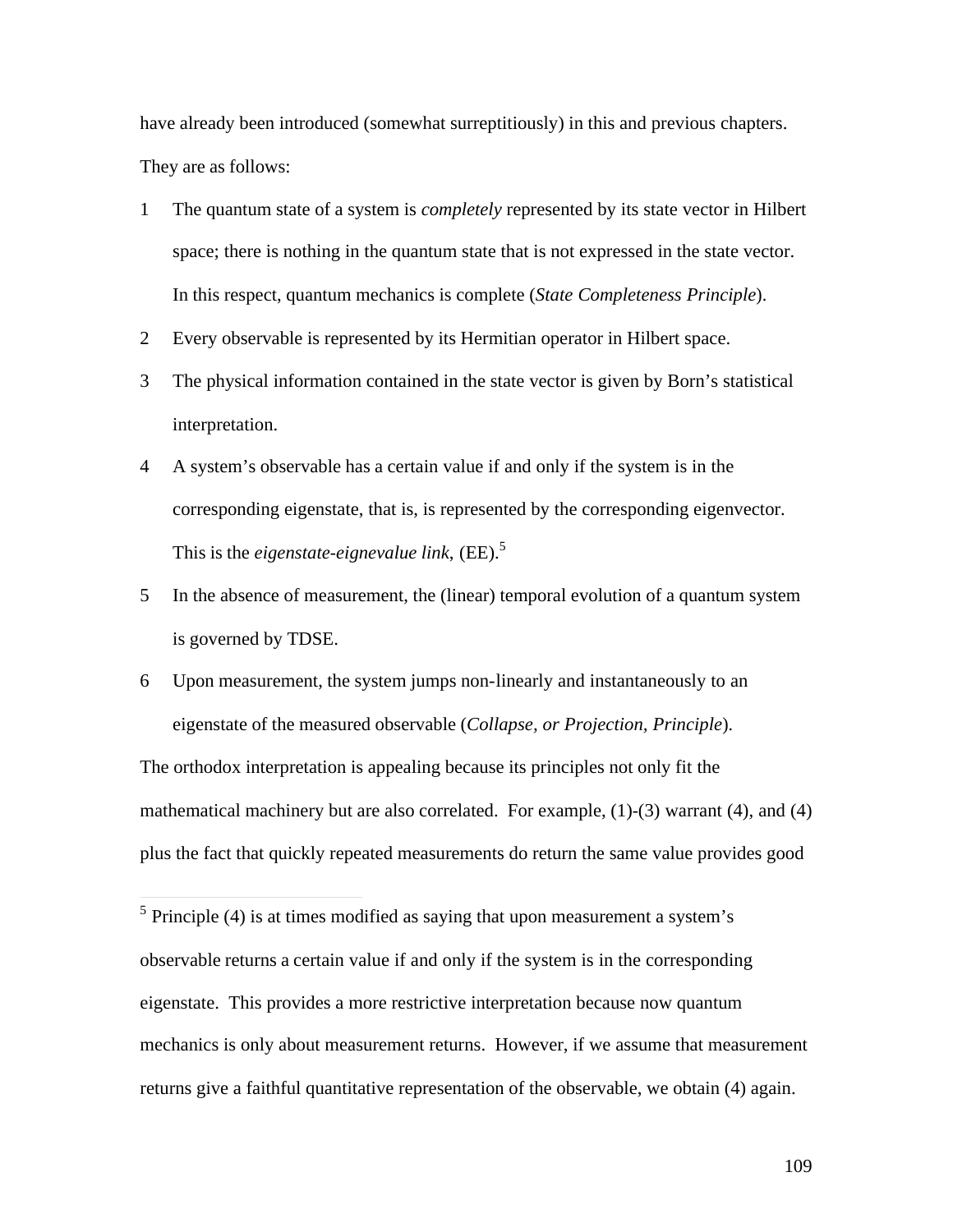have already been introduced (somewhat surreptitiously) in this and previous chapters. They are as follows:

1. The quantum state of a system is *completely* represented by its state vector in Hilbert space; there is nothing in the quantum state that is not expressed in the state vector. In this respect, quantum mechanics is complete (*State Completeness Principle*).
2. Every observable is represented by its Hermitian operator in Hilbert space.
3. The physical information contained in the state vector is given by Born's statistical interpretation.
4. A system's observable has a certain value if and only if the system is in the corresponding eigenstate, that is, is represented by the corresponding eigenvector. This is the *eigenstate-eignevalue link*, (EE).[5]
5. In the absence of measurement, the (linear) temporal evolution of a quantum system is governed by TDSE.
6. Upon measurement, the system jumps non-linearly and instantaneously to an eigenstate of the measured observable (*Collapse, or Projection, Principle*).

The orthodox interpretation is appealing because its principles not only fit the mathematical machinery but are also correlated. For example, (1)-(3) warrant (4), and (4) plus the fact that quickly repeated measurements do return the same value provides good

[5] Principle (4) is at times modified as saying that upon measurement a system's observable returns a certain value if and only if the system is in the corresponding eigenstate. This provides a more restrictive interpretation because now quantum mechanics is only about measurement returns. However, if we assume that measurement returns give a faithful quantitative representation of the observable, we obtain (4) again.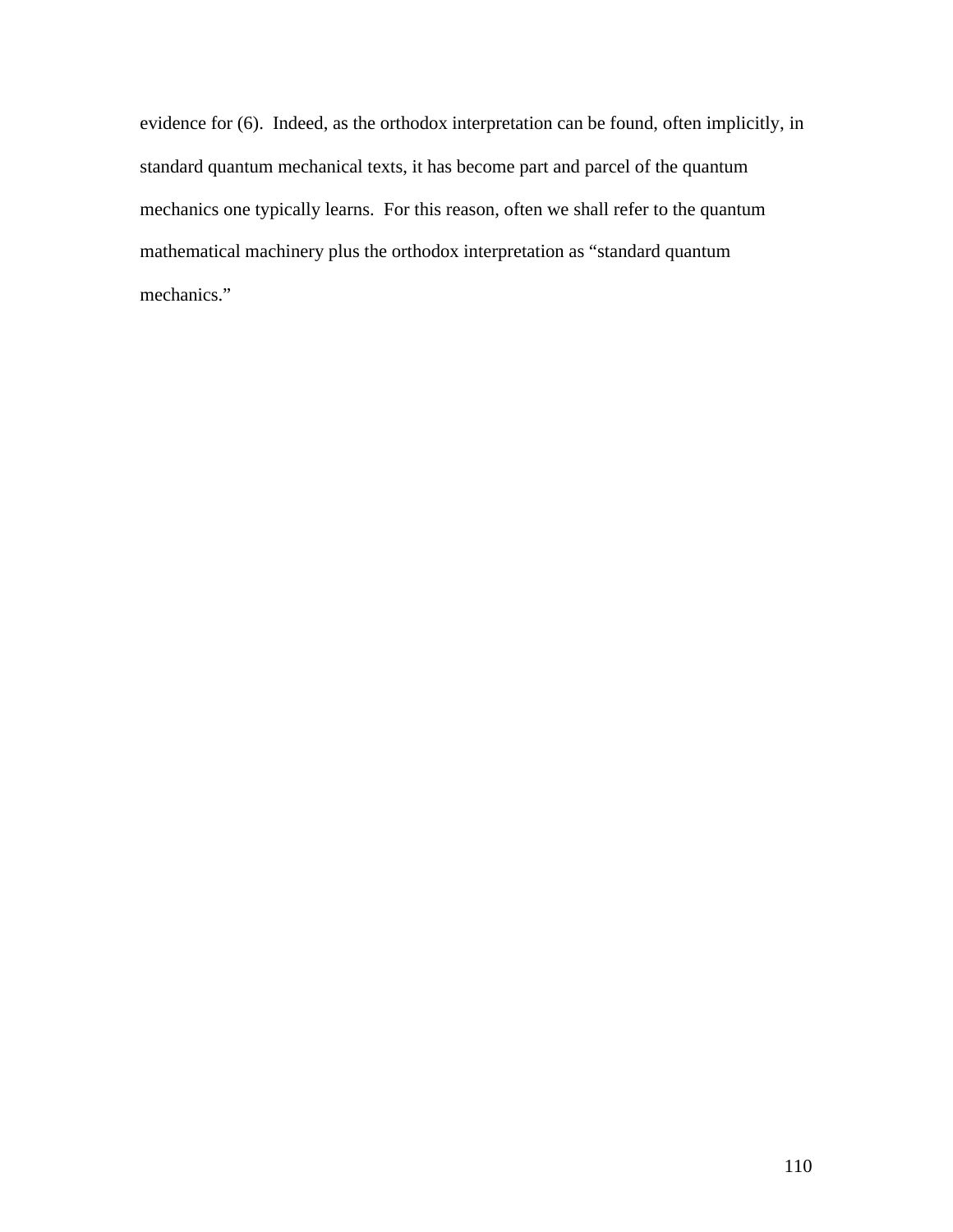evidence for (6). Indeed, as the orthodox interpretation can be found, often implicitly, in standard quantum mechanical texts, it has become part and parcel of the quantum mechanics one typically learns. For this reason, often we shall refer to the quantum mathematical machinery plus the orthodox interpretation as "standard quantum mechanics."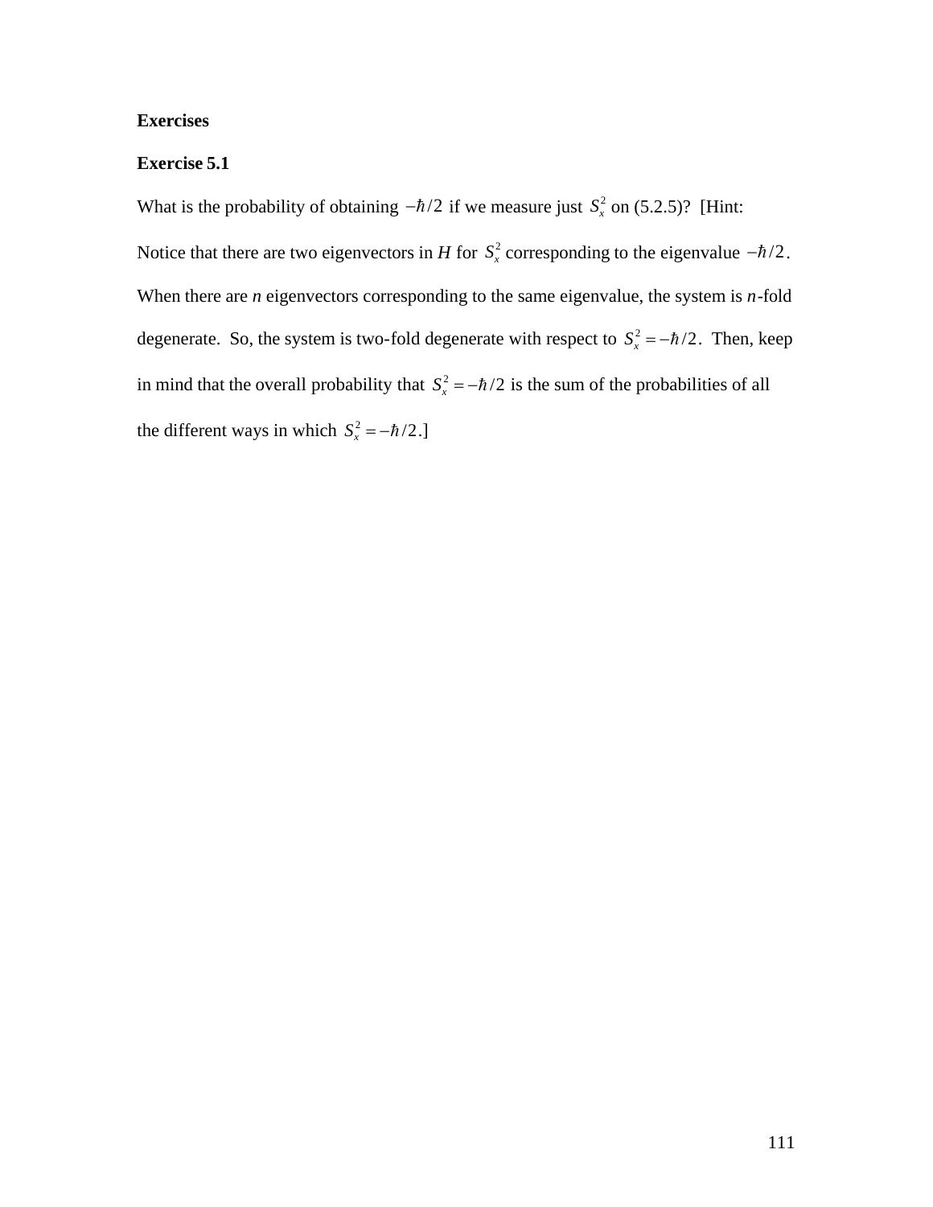**Exercises**

**Exercise 5.1**

What is the probability of obtaining $-\hbar/2$ if we measure just $S_x^2$ on (5.2.5)? [Hint: Notice that there are two eigenvectors in *H* for $S_x^2$ corresponding to the eigenvalue $-\hbar/2$. When there are *n* eigenvectors corresponding to the same eigenvalue, the system is *n*-fold degenerate. So, the system is two-fold degenerate with respect to $S_x^2 = -\hbar/2$. Then, keep in mind that the overall probability that $S_x^2 = -\hbar/2$ is the sum of the probabilities of all the different ways in which $S_x^2 = -\hbar/2$.]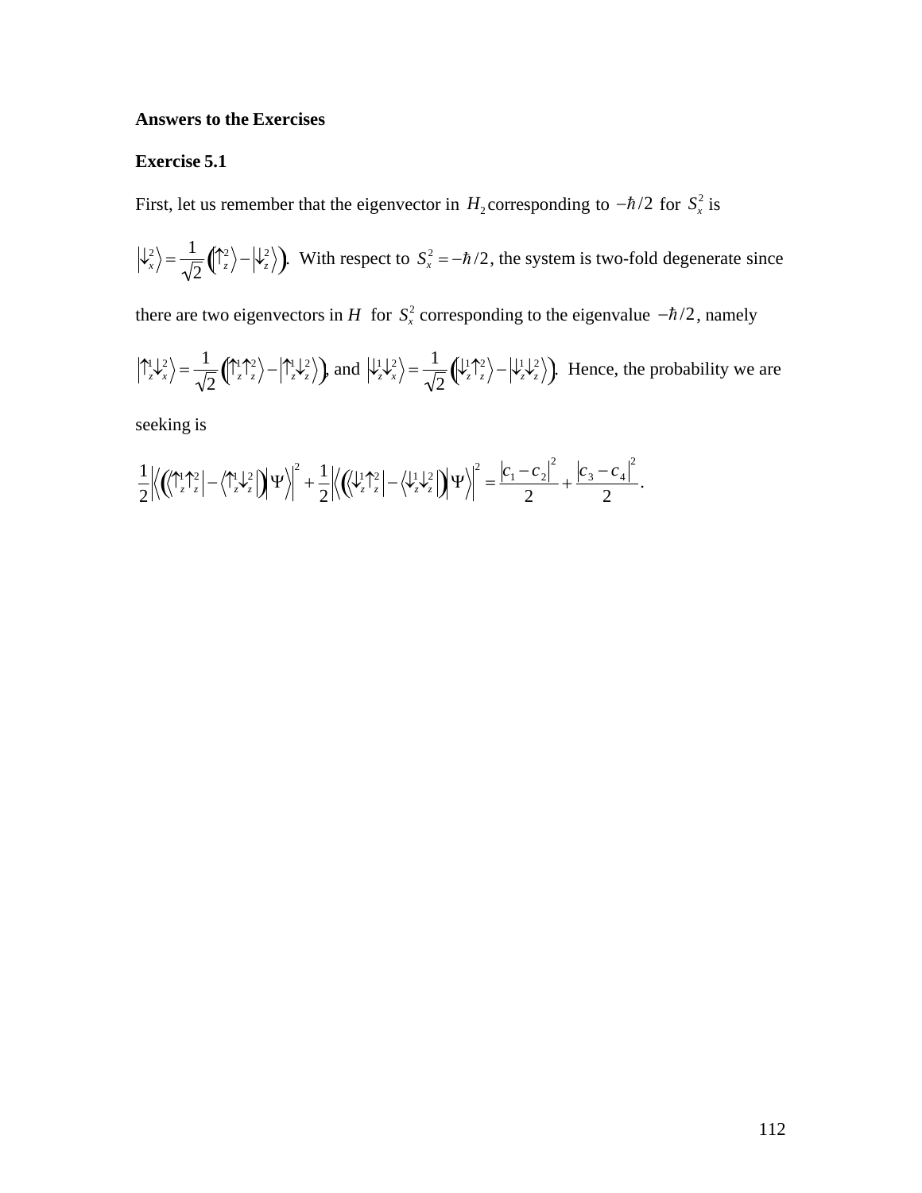**Answers to the Exercises**

**Exercise 5.1**

First, let us remember that the eigenvector in $H_2$ corresponding to $-\hbar/2$ for $S_x^2$ is

$\left|\downarrow_x^2\right\rangle = \frac{1}{\sqrt{2}}\left(\left|\uparrow_z^2\right\rangle - \left|\downarrow_z^2\right\rangle\right)$. With respect to $S_x^2 = -\hbar/2$, the system is two-fold degenerate since there are two eigenvectors in $H$ for $S_x^2$ corresponding to the eigenvalue $-\hbar/2$, namely

$\left|\uparrow_z^1\downarrow_x^2\right\rangle = \frac{1}{\sqrt{2}}\left(\left|\uparrow_z^1\uparrow_z^2\right\rangle - \left|\uparrow_z^1\downarrow_z^2\right\rangle\right)$, and $\left|\downarrow_z^1\downarrow_x^2\right\rangle = \frac{1}{\sqrt{2}}\left(\left|\downarrow_z^1\uparrow_z^2\right\rangle - \left|\downarrow_z^1\downarrow_z^2\right\rangle\right)$. Hence, the probability we are seeking is

$$\frac{1}{2}\left|\left\langle\left(\left\langle\uparrow_z^1\uparrow_z^2\right| - \left\langle\uparrow_z^1\downarrow_z^2\right|\right)\middle|\Psi\right\rangle\right|^2 + \frac{1}{2}\left|\left\langle\left(\left\langle\downarrow_z^1\uparrow_z^2\right| - \left\langle\downarrow_z^1\downarrow_z^2\right|\right)\middle|\Psi\right\rangle\right|^2 = \frac{\left|c_1 - c_2\right|^2}{2} + \frac{\left|c_3 - c_4\right|^2}{2}.$$